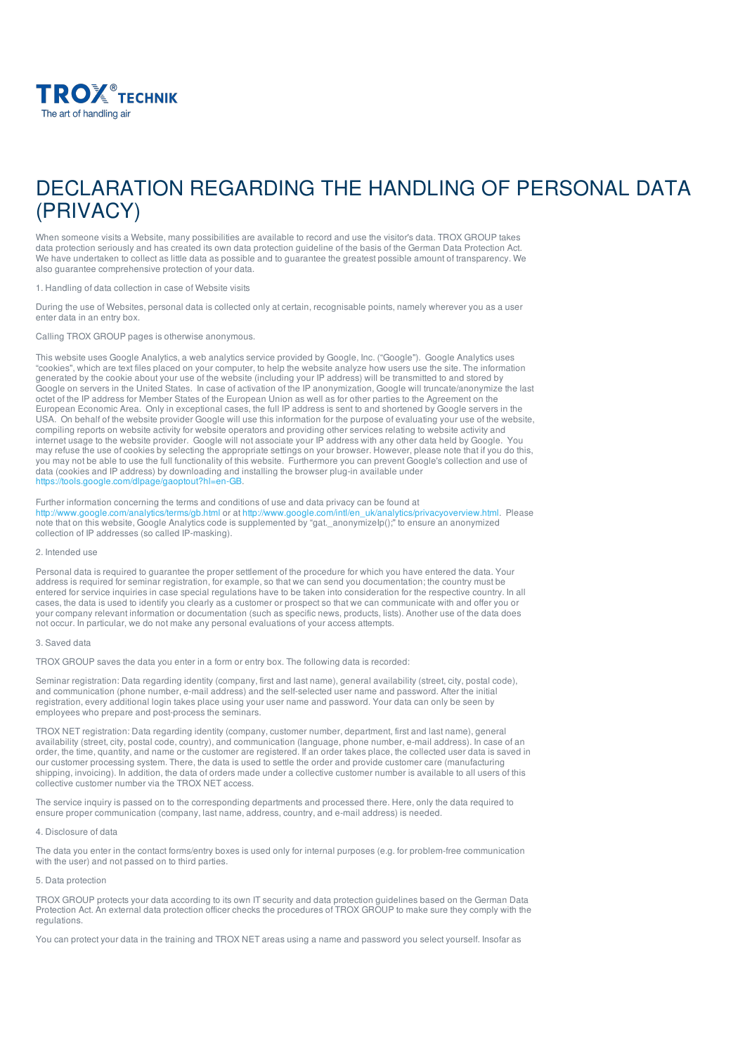TROX® TECHNIK
The art of handling air

# DECLARATION REGARDING THE HANDLING OF PERSONAL DATA (PRIVACY)

When someone visits a Website, many possibilities are available to record and use the visitor's data. TROX GROUP takes data protection seriously and has created its own data protection guideline of the basis of the German Data Protection Act. We have undertaken to collect as little data as possible and to guarantee the greatest possible amount of transparency. We also guarantee comprehensive protection of your data.

1. Handling of data collection in case of Website visits

During the use of Websites, personal data is collected only at certain, recognisable points, namely wherever you as a user enter data in an entry box.

Calling TROX GROUP pages is otherwise anonymous.

This website uses Google Analytics, a web analytics service provided by Google, Inc. ("Google"). Google Analytics uses "cookies", which are text files placed on your computer, to help the website analyze how users use the site. The information generated by the cookie about your use of the website (including your IP address) will be transmitted to and stored by Google on servers in the United States. In case of activation of the IP anonymization, Google will truncate/anonymize the last octet of the IP address for Member States of the European Union as well as for other parties to the Agreement on the European Economic Area. Only in exceptional cases, the full IP address is sent to and shortened by Google servers in the USA. On behalf of the website provider Google will use this information for the purpose of evaluating your use of the website, compiling reports on website activity for website operators and providing other services relating to website activity and internet usage to the website provider. Google will not associate your IP address with any other data held by Google. You may refuse the use of cookies by selecting the appropriate settings on your browser. However, please note that if you do this, you may not be able to use the full functionality of this website. Furthermore you can prevent Google's collection and use of data (cookies and IP address) by downloading and installing the browser plug-in available under https://tools.google.com/dlpage/gaoptout?hl=en-GB.

Further information concerning the terms and conditions of use and data privacy can be found at http://www.google.com/analytics/terms/gb.html or at http://www.google.com/intl/en_uk/analytics/privacyoverview.html. Please note that on this website, Google Analytics code is supplemented by "gat._anonymizeIp();" to ensure an anonymized collection of IP addresses (so called IP-masking).

2. Intended use

Personal data is required to guarantee the proper settlement of the procedure for which you have entered the data. Your address is required for seminar registration, for example, so that we can send you documentation; the country must be entered for service inquiries in case special regulations have to be taken into consideration for the respective country. In all cases, the data is used to identify you clearly as a customer or prospect so that we can communicate with and offer you or your company relevant information or documentation (such as specific news, products, lists). Another use of the data does not occur. In particular, we do not make any personal evaluations of your access attempts.

3. Saved data

TROX GROUP saves the data you enter in a form or entry box. The following data is recorded:

Seminar registration: Data regarding identity (company, first and last name), general availability (street, city, postal code), and communication (phone number, e-mail address) and the self-selected user name and password. After the initial registration, every additional login takes place using your user name and password. Your data can only be seen by employees who prepare and post-process the seminars.

TROX NET registration: Data regarding identity (company, customer number, department, first and last name), general availability (street, city, postal code, country), and communication (language, phone number, e-mail address). In case of an order, the time, quantity, and name or the customer are registered. If an order takes place, the collected user data is saved in our customer processing system. There, the data is used to settle the order and provide customer care (manufacturing shipping, invoicing). In addition, the data of orders made under a collective customer number is available to all users of this collective customer number via the TROX NET access.

The service inquiry is passed on to the corresponding departments and processed there. Here, only the data required to ensure proper communication (company, last name, address, country, and e-mail address) is needed.

4. Disclosure of data

The data you enter in the contact forms/entry boxes is used only for internal purposes (e.g. for problem-free communication with the user) and not passed on to third parties.

5. Data protection

TROX GROUP protects your data according to its own IT security and data protection guidelines based on the German Data Protection Act. An external data protection officer checks the procedures of TROX GROUP to make sure they comply with the regulations.

You can protect your data in the training and TROX NET areas using a name and password you select yourself. Insofar as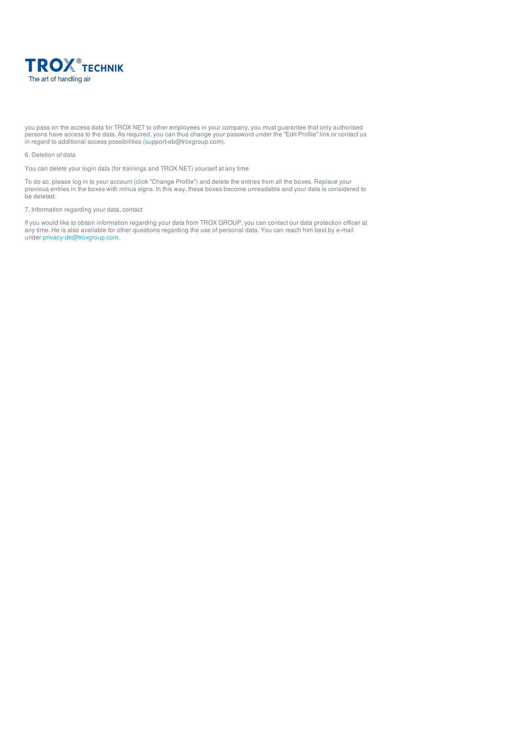you pass on the access data for TROX NET to other employees in your company, you must guarantee that only authorised persons have access to the data. As required, you can thus change your password under the "Edit Profile" link or contact us in regard to additional access possibilities (support-eb@troxgroup.com).

6. Deletion of data

You can delete your login data (for trainings and TROX NET) yourself at any time.

To do so, please log in to your account (click "Change Profile") and delete the entries from all the boxes. Replace your previous entries in the boxes with minus signs. In this way, these boxes become unreadable and your data is considered to be deleted.

7. Information regarding your data, contact

If you would like to obtain information regarding your data from TROX GROUP, you can contact our data protection officer at any time. He is also available for other questions regarding the use of personal data. You can reach him best by e-mail under privacy-de@troxgroup.com.